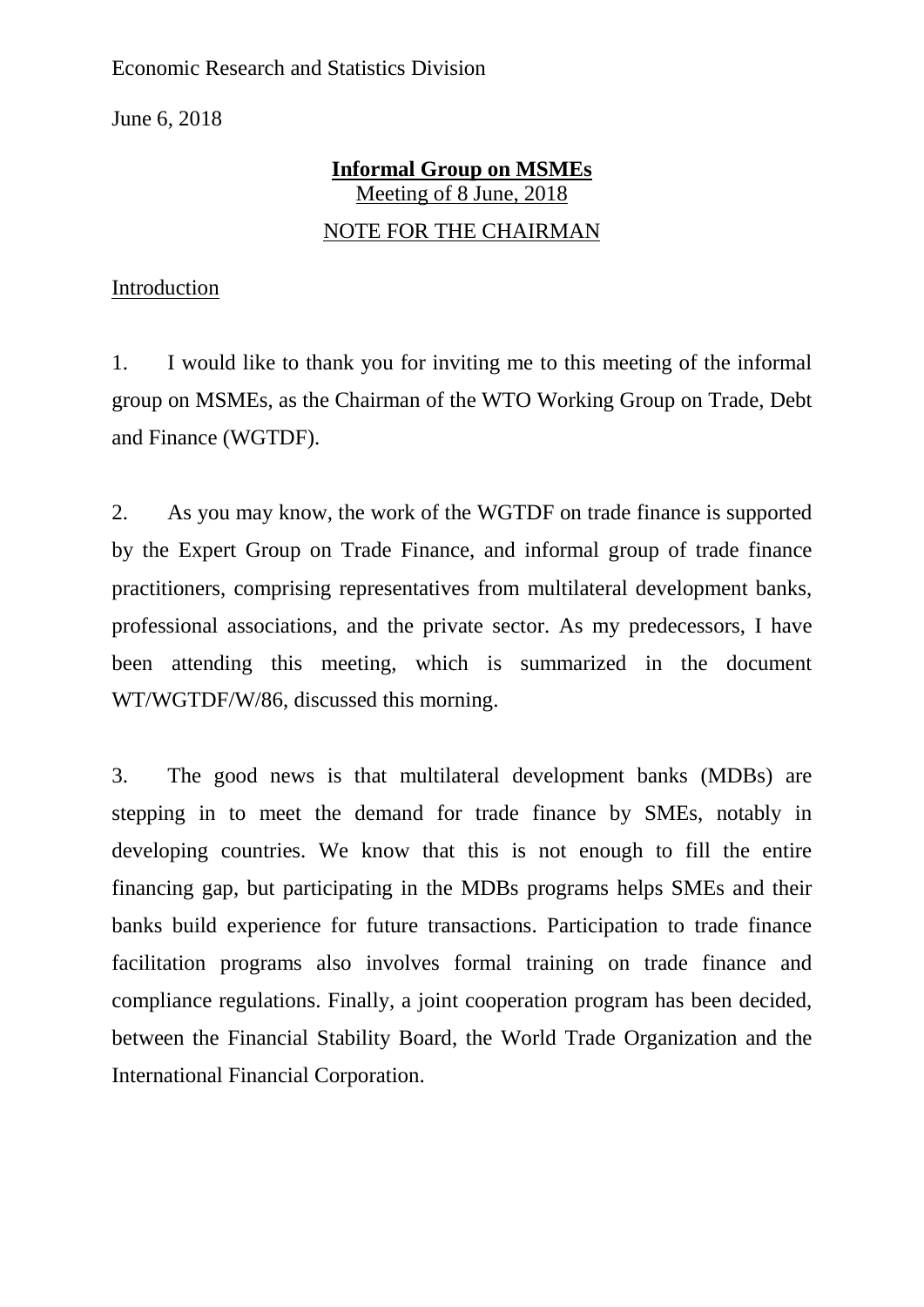Economic Research and Statistics Division

June 6, 2018

**Informal Group on MSMEs**

Meeting of 8 June, 2018

NOTE FOR THE CHAIRMAN

Introduction

1. I would like to thank you for inviting me to this meeting of the informal group on MSMEs, as the Chairman of the WTO Working Group on Trade, Debt and Finance (WGTDF).

2. As you may know, the work of the WGTDF on trade finance is supported by the Expert Group on Trade Finance, and informal group of trade finance practitioners, comprising representatives from multilateral development banks, professional associations, and the private sector. As my predecessors, I have been attending this meeting, which is summarized in the document WT/WGTDF/W/86, discussed this morning.

3. The good news is that multilateral development banks (MDBs) are stepping in to meet the demand for trade finance by SMEs, notably in developing countries. We know that this is not enough to fill the entire financing gap, but participating in the MDBs programs helps SMEs and their banks build experience for future transactions. Participation to trade finance facilitation programs also involves formal training on trade finance and compliance regulations. Finally, a joint cooperation program has been decided, between the Financial Stability Board, the World Trade Organization and the International Financial Corporation.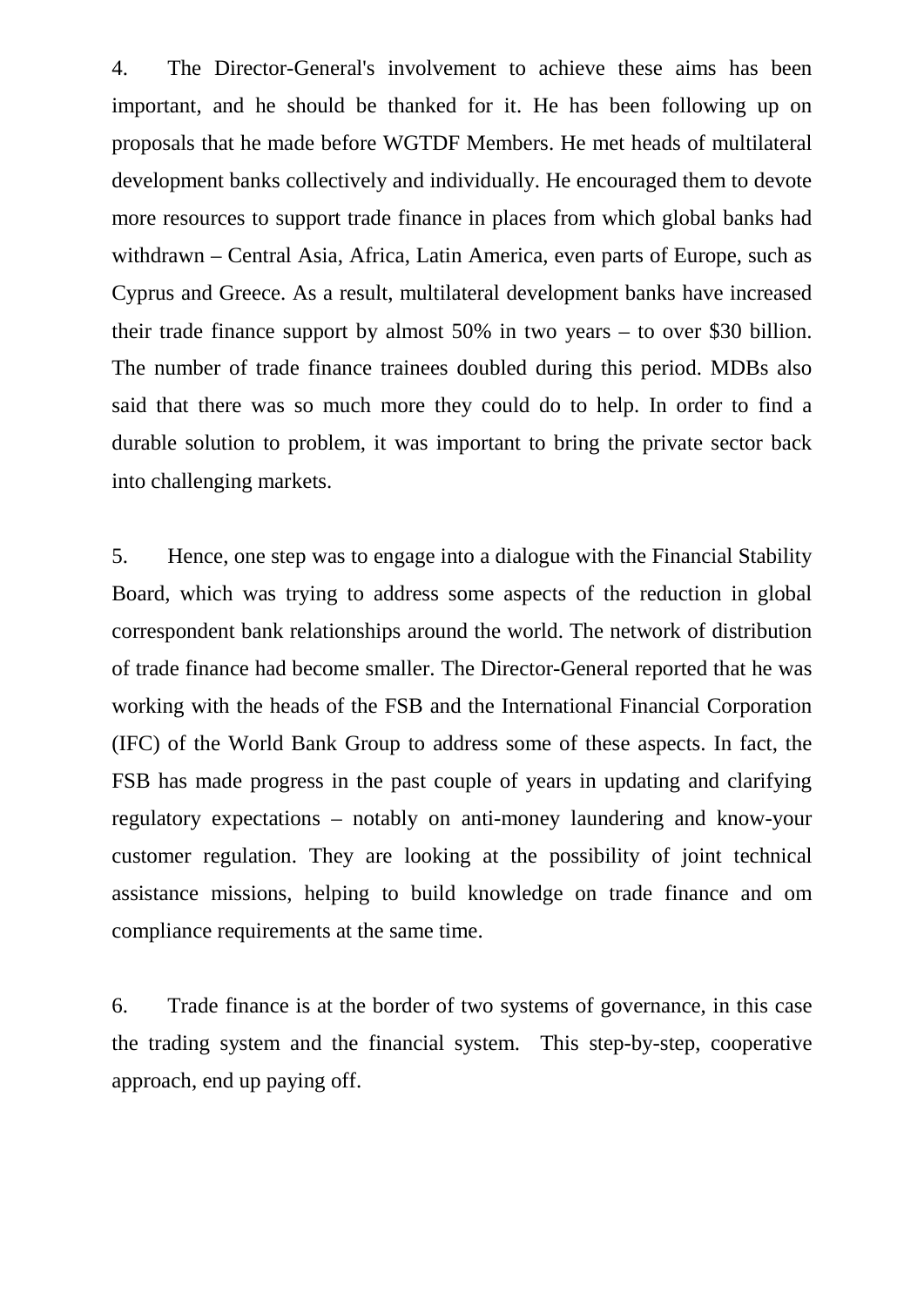4. The Director-General's involvement to achieve these aims has been important, and he should be thanked for it. He has been following up on proposals that he made before WGTDF Members. He met heads of multilateral development banks collectively and individually. He encouraged them to devote more resources to support trade finance in places from which global banks had withdrawn – Central Asia, Africa, Latin America, even parts of Europe, such as Cyprus and Greece. As a result, multilateral development banks have increased their trade finance support by almost 50% in two years – to over $30 billion. The number of trade finance trainees doubled during this period. MDBs also said that there was so much more they could do to help. In order to find a durable solution to problem, it was important to bring the private sector back into challenging markets.

5. Hence, one step was to engage into a dialogue with the Financial Stability Board, which was trying to address some aspects of the reduction in global correspondent bank relationships around the world. The network of distribution of trade finance had become smaller. The Director-General reported that he was working with the heads of the FSB and the International Financial Corporation (IFC) of the World Bank Group to address some of these aspects. In fact, the FSB has made progress in the past couple of years in updating and clarifying regulatory expectations – notably on anti-money laundering and know-your customer regulation. They are looking at the possibility of joint technical assistance missions, helping to build knowledge on trade finance and om compliance requirements at the same time.

6. Trade finance is at the border of two systems of governance, in this case the trading system and the financial system. This step-by-step, cooperative approach, end up paying off.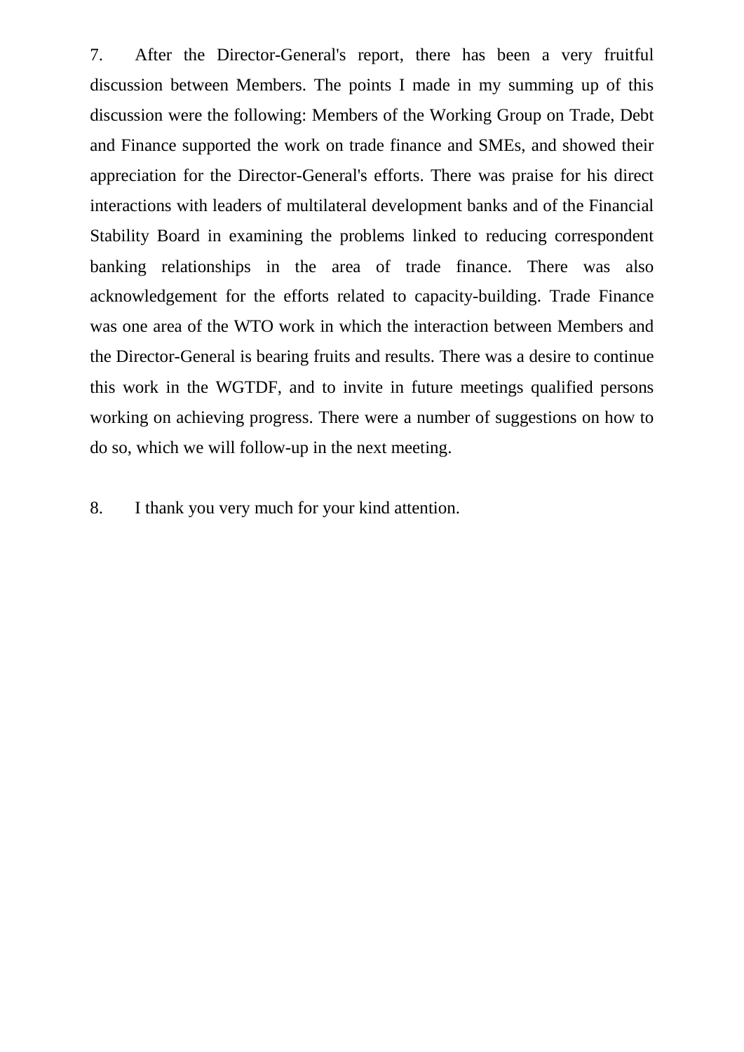7. After the Director-General's report, there has been a very fruitful discussion between Members. The points I made in my summing up of this discussion were the following: Members of the Working Group on Trade, Debt and Finance supported the work on trade finance and SMEs, and showed their appreciation for the Director-General's efforts. There was praise for his direct interactions with leaders of multilateral development banks and of the Financial Stability Board in examining the problems linked to reducing correspondent banking relationships in the area of trade finance. There was also acknowledgement for the efforts related to capacity-building. Trade Finance was one area of the WTO work in which the interaction between Members and the Director-General is bearing fruits and results. There was a desire to continue this work in the WGTDF, and to invite in future meetings qualified persons working on achieving progress. There were a number of suggestions on how to do so, which we will follow-up in the next meeting.

8. I thank you very much for your kind attention.